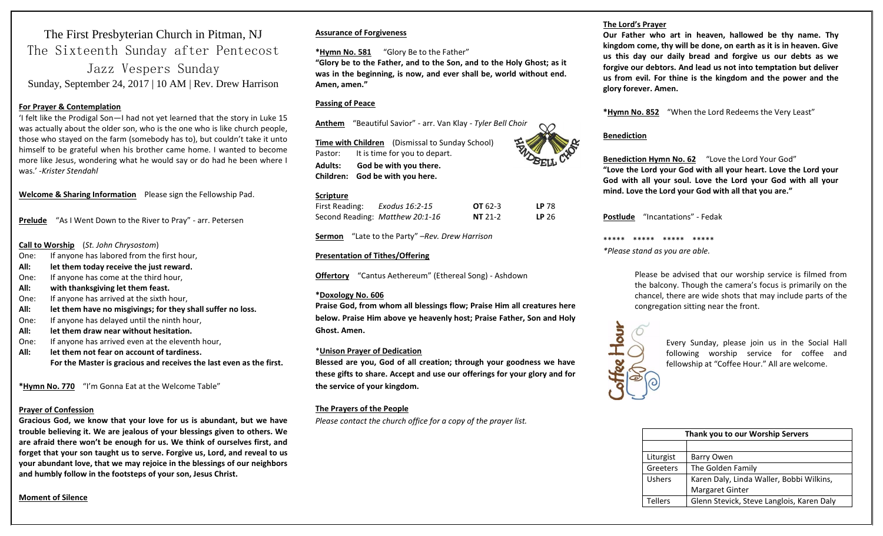# The First Presbyterian Church in Pitman, NJ

## The Sixteenth Sunday after Pentecost

## Jazz Vespers Sunday

Sunday, September 24, 2017 | 10 AM | Rev. Drew Harrison

**For Prayer & Contemplation**

'I felt like the Prodigal Son—I had not yet learned that the story in Luke 15 was actually about the older son, who is the one who is like church people, those who stayed on the farm (somebody has to), but couldn't take it unto himself to be grateful when his brother came home. I wanted to become more like Jesus, wondering what he would say or do had he been where I was.' *-Krister Stendahl*

**Welcome & Sharing Information** Please sign the Fellowship Pad.

**Prelude** "As I Went Down to the River to Pray" - arr. Petersen

**Call to Worship** (*St. John Chrysostom*)

One: If anyone has labored from the first hour,
**All: let them today receive the just reward.**
One: If anyone has come at the third hour,
**All: with thanksgiving let them feast.**
One: If anyone has arrived at the sixth hour,
**All: let them have no misgivings; for they shall suffer no loss.**
One: If anyone has delayed until the ninth hour,
**All: let them draw near without hesitation.**
One: If anyone has arrived even at the eleventh hour,
**All: let them not fear on account of tardiness.**
**For the Master is gracious and receives the last even as the first.**

***Hymn No. 770** "I'm Gonna Eat at the Welcome Table"

**Prayer of Confession**

**Gracious God, we know that your love for us is abundant, but we have trouble believing it. We are jealous of your blessings given to others. We are afraid there won't be enough for us. We think of ourselves first, and forget that your son taught us to serve. Forgive us, Lord, and reveal to us your abundant love, that we may rejoice in the blessings of our neighbors and humbly follow in the footsteps of your son, Jesus Christ.**

**Moment of Silence**

**Assurance of Forgiveness**

***Hymn No. 581** "Glory Be to the Father"

**"Glory be to the Father, and to the Son, and to the Holy Ghost; as it was in the beginning, is now, and ever shall be, world without end. Amen, amen."**

**Passing of Peace**

**Anthem** "Beautiful Savior" - arr. Van Klay - *Tyler Bell Choir*

**Time with Children** (Dismissal to Sunday School)

Pastor: It is time for you to depart.
**Adults: God be with you there.**
**Children: God be with you here.**

**Scripture**

| | | | |
|---|---|---|---|
| First Reading: | *Exodus 16:2-15* | **OT** 62-3 | **LP** 78 |
| Second Reading: | *Matthew 20:1-16* | **NT** 21-2 | **LP** 26 |

**Sermon** "Late to the Party" *–Rev. Drew Harrison*

**Presentation of Tithes/Offering**

**Offertory** "Cantus Aethereum" (Ethereal Song) - Ashdown

***Doxology No. 606**

**Praise God, from whom all blessings flow; Praise Him all creatures here below. Praise Him above ye heavenly host; Praise Father, Son and Holy Ghost. Amen.**

***Unison Prayer of Dedication**

**Blessed are you, God of all creation; through your goodness we have these gifts to share. Accept and use our offerings for your glory and for the service of your kingdom.**

**The Prayers of the People**

*Please contact the church office for a copy of the prayer list.*

**The Lord's Prayer**

**Our Father who art in heaven, hallowed be thy name. Thy kingdom come, thy will be done, on earth as it is in heaven. Give us this day our daily bread and forgive us our debts as we forgive our debtors. And lead us not into temptation but deliver us from evil. For thine is the kingdom and the power and the glory forever. Amen.**

***Hymn No. 852** "When the Lord Redeems the Very Least"

**Benediction**

**Benediction Hymn No. 62** "Love the Lord Your God"

**"Love the Lord your God with all your heart. Love the Lord your God with all your soul. Love the Lord your God with all your mind. Love the Lord your God with all that you are."**

**Postlude** "Incantations" - Fedak

***** ***** ***** *****

*Please stand as you are able.*

Please be advised that our worship service is filmed from the balcony. Though the camera's focus is primarily on the chancel, there are wide shots that may include parts of the congregation sitting near the front.

Every Sunday, please join us in the Social Hall following worship service for coffee and fellowship at "Coffee Hour." All are welcome.

| Thank you to our Worship Servers | |
|---|---|
| | |
| Liturgist | Barry Owen |
| Greeters | The Golden Family |
| Ushers | Karen Daly, Linda Waller, Bobbi Wilkins, Margaret Ginter |
| Tellers | Glenn Stevick, Steve Langlois, Karen Daly |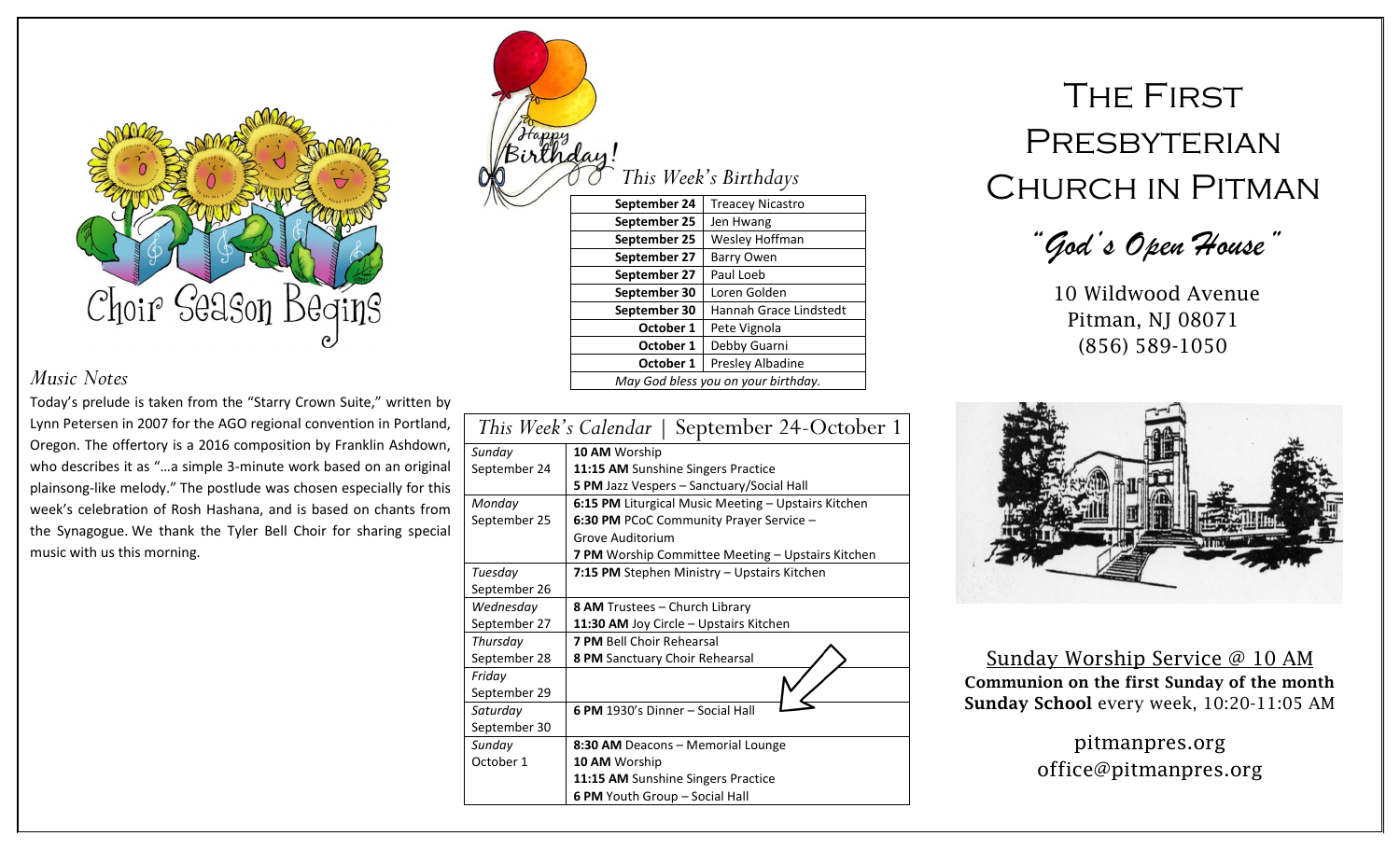Choir Season Begins

## *Music Notes*

Today's prelude is taken from the "Starry Crown Suite," written by Lynn Petersen in 2007 for the AGO regional convention in Portland, Oregon. The offertory is a 2016 composition by Franklin Ashdown, who describes it as "…a simple 3-minute work based on an original plainsong-like melody." The postlude was chosen especially for this week's celebration of Rosh Hashana, and is based on chants from the Synagogue. We thank the Tyler Bell Choir for sharing special music with us this morning.

Happy Birthday!

## *This Week's Birthdays*

| | |
|---|---|
| **September 24** | Treacey Nicastro |
| **September 25** | Jen Hwang |
| **September 25** | Wesley Hoffman |
| **September 27** | Barry Owen |
| **September 27** | Paul Loeb |
| **September 30** | Loren Golden |
| **September 30** | Hannah Grace Lindstedt |
| **October 1** | Pete Vignola |
| **October 1** | Debby Guarni |
| **October 1** | Presley Albadine |
| *May God bless you on your birthday.* | |

## *This Week's Calendar* | September 24-October 1

| | |
|---|---|
| *Sunday* September 24 | **10 AM** Worship<br>**11:15 AM** Sunshine Singers Practice<br>**5 PM** Jazz Vespers – Sanctuary/Social Hall |
| *Monday* September 25 | **6:15 PM** Liturgical Music Meeting – Upstairs Kitchen<br>**6:30 PM** PCoC Community Prayer Service – Grove Auditorium<br>**7 PM** Worship Committee Meeting – Upstairs Kitchen |
| *Tuesday* September 26 | **7:15 PM** Stephen Ministry – Upstairs Kitchen |
| *Wednesday* September 27 | **8 AM** Trustees – Church Library<br>**11:30 AM** Joy Circle – Upstairs Kitchen |
| *Thursday* September 28 | **7 PM** Bell Choir Rehearsal<br>**8 PM** Sanctuary Choir Rehearsal |
| *Friday* September 29 | |
| *Saturday* September 30 | **6 PM** 1930's Dinner – Social Hall |
| *Sunday* October 1 | **8:30 AM** Deacons – Memorial Lounge<br>**10 AM** Worship<br>**11:15 AM** Sunshine Singers Practice<br>**6 PM** Youth Group – Social Hall |

# The First Presbyterian Church in Pitman

*"God's Open House"*

10 Wildwood Avenue
Pitman, NJ 08071
(856) 589-1050

Sunday Worship Service @ 10 AM

**Communion on the first Sunday of the month**

**Sunday School** every week, 10:20-11:05 AM

pitmanpres.org
office@pitmanpres.org